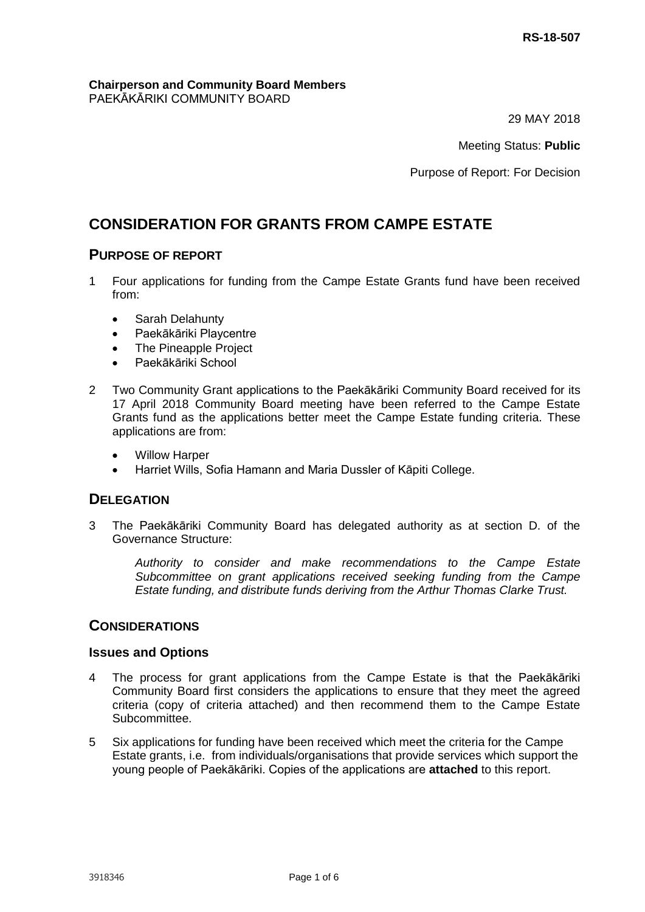**RS-18-507**

**Chairperson and Community Board Members**
PAEKĀKĀRIKI COMMUNITY BOARD

29 MAY 2018

Meeting Status: **Public**

Purpose of Report: For Decision

# CONSIDERATION FOR GRANTS FROM CAMPE ESTATE

## PURPOSE OF REPORT

1 Four applications for funding from the Campe Estate Grants fund have been received from:

- Sarah Delahunty
- Paekākāriki Playcentre
- The Pineapple Project
- Paekākāriki School

2 Two Community Grant applications to the Paekākāriki Community Board received for its 17 April 2018 Community Board meeting have been referred to the Campe Estate Grants fund as the applications better meet the Campe Estate funding criteria. These applications are from:

- Willow Harper
- Harriet Wills, Sofia Hamann and Maria Dussler of Kāpiti College.

## DELEGATION

3 The Paekākāriki Community Board has delegated authority as at section D. of the Governance Structure:

> *Authority to consider and make recommendations to the Campe Estate Subcommittee on grant applications received seeking funding from the Campe Estate funding, and distribute funds deriving from the Arthur Thomas Clarke Trust.*

## CONSIDERATIONS

### Issues and Options

4 The process for grant applications from the Campe Estate is that the Paekākāriki Community Board first considers the applications to ensure that they meet the agreed criteria (copy of criteria attached) and then recommend them to the Campe Estate Subcommittee.

5 Six applications for funding have been received which meet the criteria for the Campe Estate grants, i.e. from individuals/organisations that provide services which support the young people of Paekākāriki. Copies of the applications are **attached** to this report.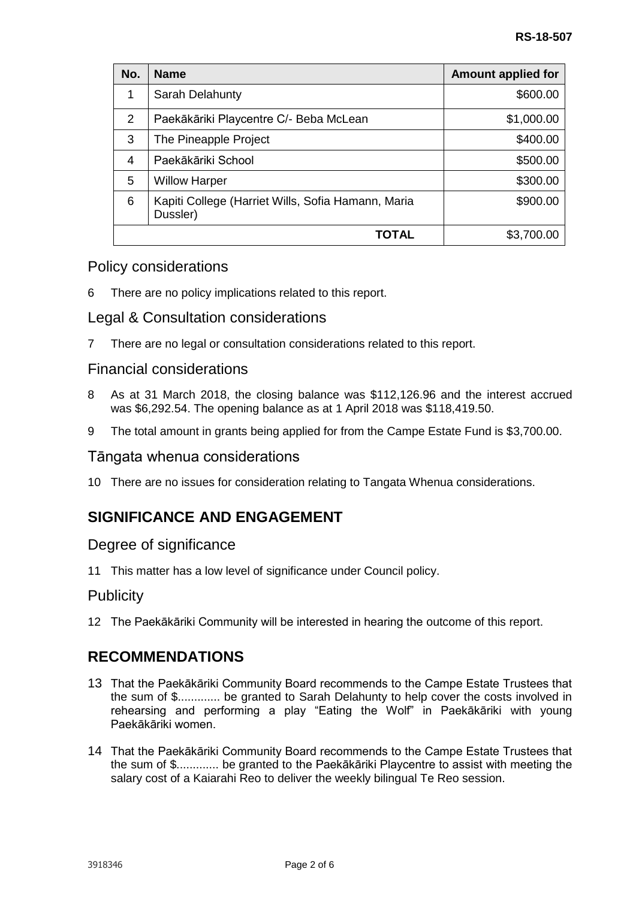| No. | Name | Amount applied for |
|---|---|---|
| 1 | Sarah Delahunty | \$600.00 |
| 2 | Paekākāriki Playcentre C/- Beba McLean | \$1,000.00 |
| 3 | The Pineapple Project | \$400.00 |
| 4 | Paekākāriki School | \$500.00 |
| 5 | Willow Harper | \$300.00 |
| 6 | Kapiti College (Harriet Wills, Sofia Hamann, Maria Dussler) | \$900.00 |
| | **TOTAL** | \$3,700.00 |

## Policy considerations

6 There are no policy implications related to this report.

## Legal & Consultation considerations

7 There are no legal or consultation considerations related to this report.

## Financial considerations

8 As at 31 March 2018, the closing balance was \$112,126.96 and the interest accrued was \$6,292.54. The opening balance as at 1 April 2018 was \$118,419.50.

9 The total amount in grants being applied for from the Campe Estate Fund is \$3,700.00.

## Tāngata whenua considerations

10 There are no issues for consideration relating to Tangata Whenua considerations.

# SIGNIFICANCE AND ENGAGEMENT

## Degree of significance

11 This matter has a low level of significance under Council policy.

## Publicity

12 The Paekākāriki Community will be interested in hearing the outcome of this report.

# RECOMMENDATIONS

13 That the Paekākāriki Community Board recommends to the Campe Estate Trustees that the sum of \$............. be granted to Sarah Delahunty to help cover the costs involved in rehearsing and performing a play "Eating the Wolf" in Paekākāriki with young Paekākāriki women.

14 That the Paekākāriki Community Board recommends to the Campe Estate Trustees that the sum of \$............. be granted to the Paekākāriki Playcentre to assist with meeting the salary cost of a Kaiarahi Reo to deliver the weekly bilingual Te Reo session.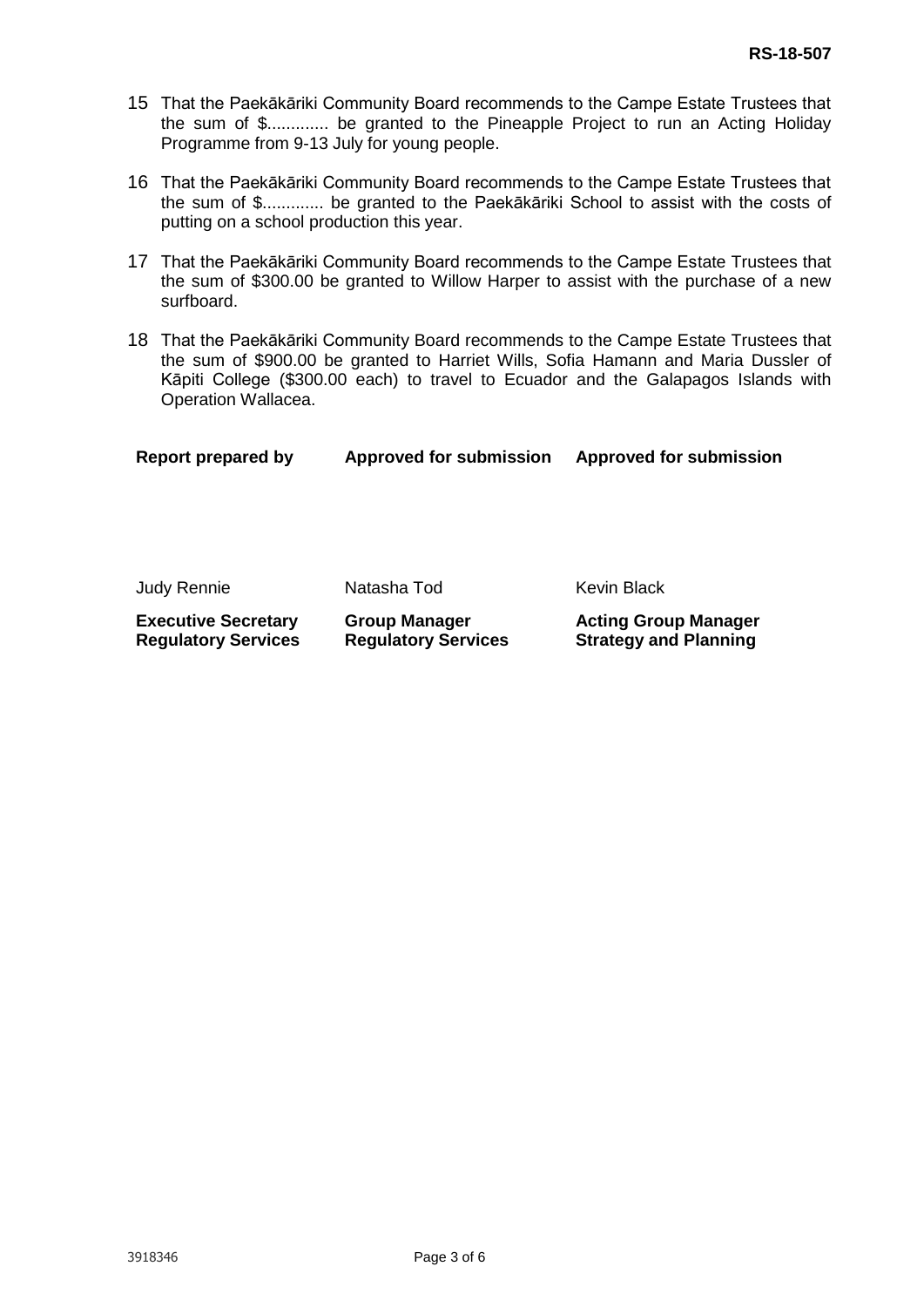15 That the Paekākāriki Community Board recommends to the Campe Estate Trustees that the sum of $............. be granted to the Pineapple Project to run an Acting Holiday Programme from 9-13 July for young people.

16 That the Paekākāriki Community Board recommends to the Campe Estate Trustees that the sum of $............. be granted to the Paekākāriki School to assist with the costs of putting on a school production this year.

17 That the Paekākāriki Community Board recommends to the Campe Estate Trustees that the sum of $300.00 be granted to Willow Harper to assist with the purchase of a new surfboard.

18 That the Paekākāriki Community Board recommends to the Campe Estate Trustees that the sum of $900.00 be granted to Harriet Wills, Sofia Hamann and Maria Dussler of Kāpiti College ($300.00 each) to travel to Ecuador and the Galapagos Islands with Operation Wallacea.

| **Report prepared by** | **Approved for submission** | **Approved for submission** |
|---|---|---|
| Judy Rennie | Natasha Tod | Kevin Black |
| **Executive Secretary Regulatory Services** | **Group Manager Regulatory Services** | **Acting Group Manager Strategy and Planning** |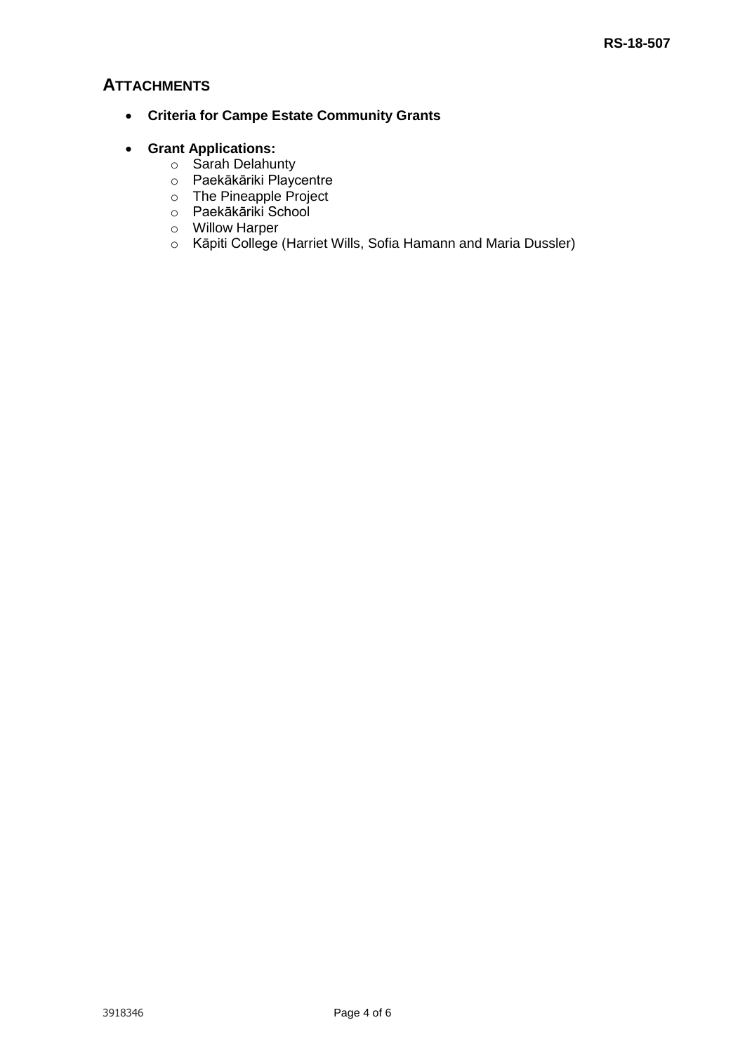## ATTACHMENTS

- **Criteria for Campe Estate Community Grants**
- **Grant Applications:**
  - Sarah Delahunty
  - Paekākāriki Playcentre
  - The Pineapple Project
  - Paekākāriki School
  - Willow Harper
  - Kāpiti College (Harriet Wills, Sofia Hamann and Maria Dussler)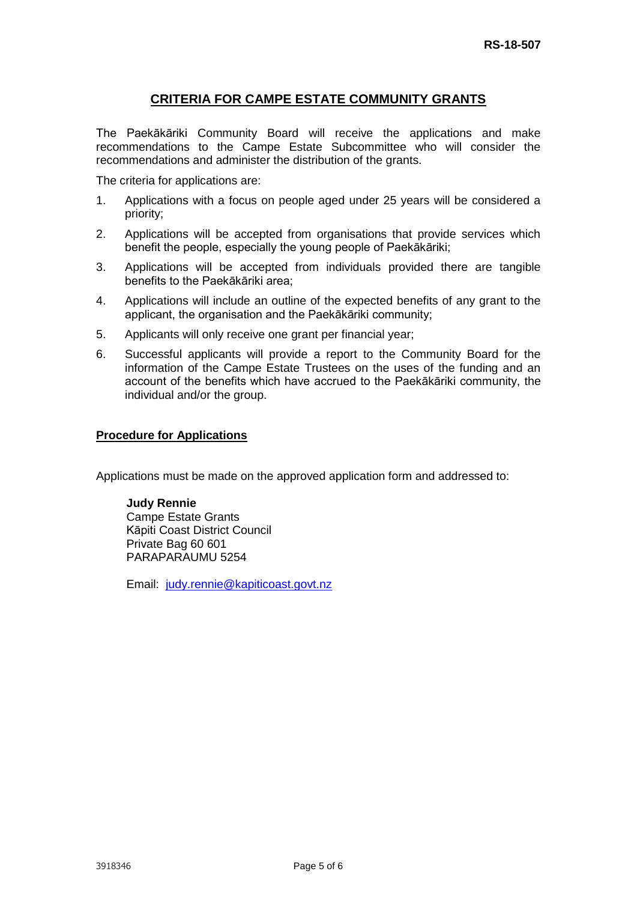**RS-18-507**

## CRITERIA FOR CAMPE ESTATE COMMUNITY GRANTS

The Paekākāriki Community Board will receive the applications and make recommendations to the Campe Estate Subcommittee who will consider the recommendations and administer the distribution of the grants.

The criteria for applications are:

1. Applications with a focus on people aged under 25 years will be considered a priority;
2. Applications will be accepted from organisations that provide services which benefit the people, especially the young people of Paekākāriki;
3. Applications will be accepted from individuals provided there are tangible benefits to the Paekākāriki area;
4. Applications will include an outline of the expected benefits of any grant to the applicant, the organisation and the Paekākāriki community;
5. Applicants will only receive one grant per financial year;
6. Successful applicants will provide a report to the Community Board for the information of the Campe Estate Trustees on the uses of the funding and an account of the benefits which have accrued to the Paekākāriki community, the individual and/or the group.

### Procedure for Applications

Applications must be made on the approved application form and addressed to:

**Judy Rennie**
Campe Estate Grants
Kāpiti Coast District Council
Private Bag 60 601
PARAPARAUMU 5254

Email: judy.rennie@kapiticoast.govt.nz

3918346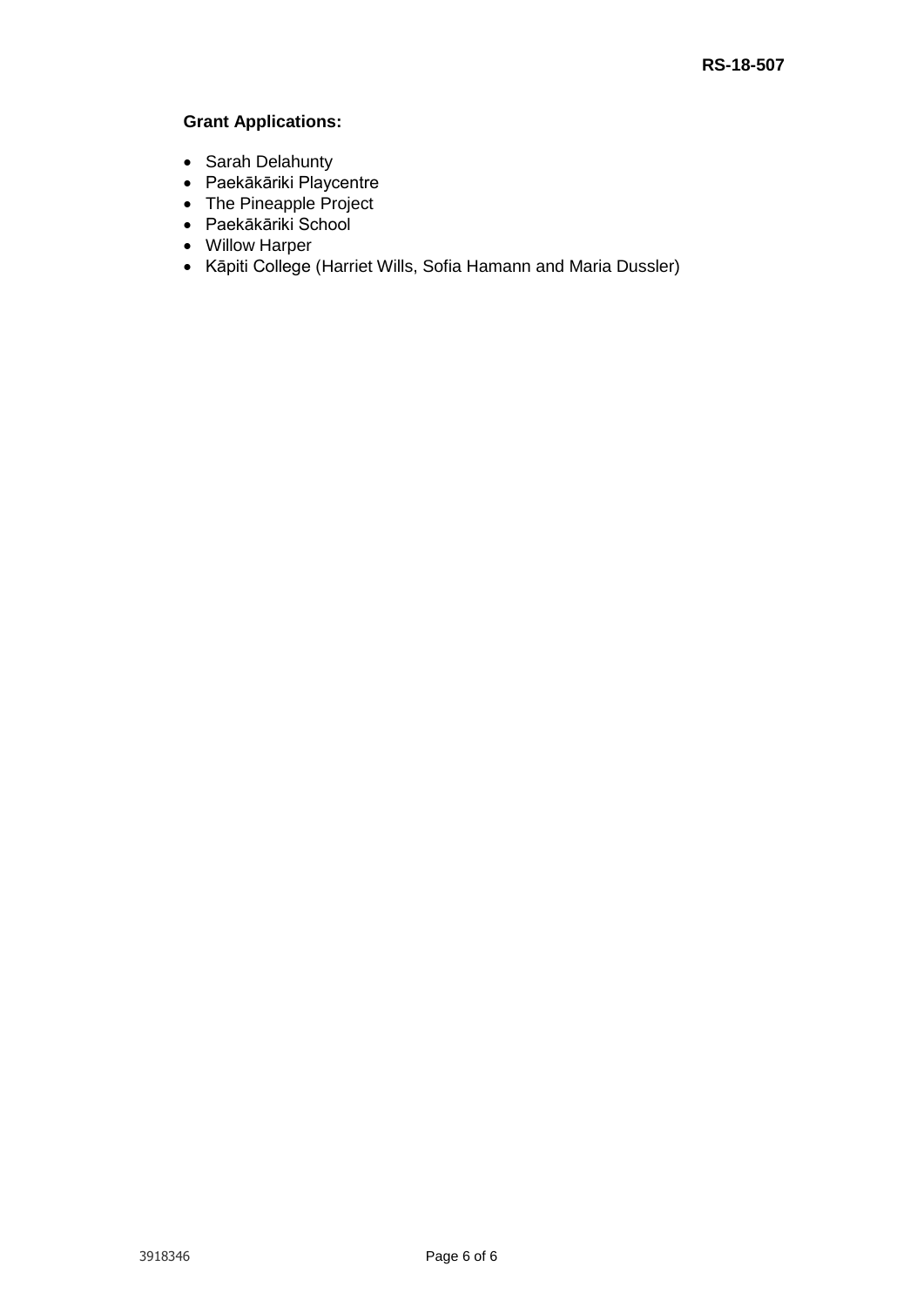**Grant Applications:**

- Sarah Delahunty
- Paekākāriki Playcentre
- The Pineapple Project
- Paekākāriki School
- Willow Harper
- Kāpiti College (Harriet Wills, Sofia Hamann and Maria Dussler)